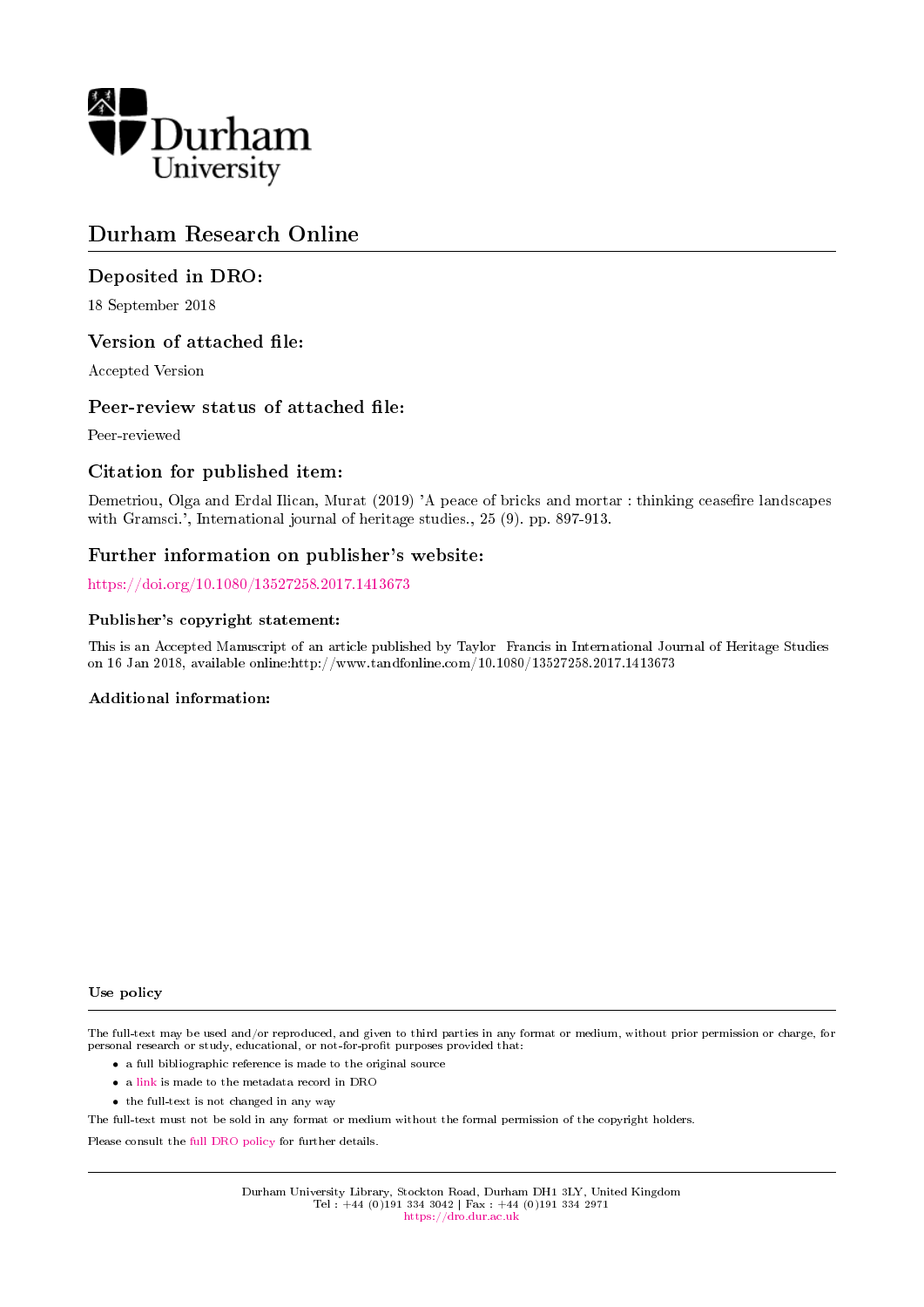Durham University

# Durham Research Online

## Deposited in DRO:

18 September 2018

## Version of attached file:

Accepted Version

## Peer-review status of attached file:

Peer-reviewed

## Citation for published item:

Demetriou, Olga and Erdal Ilican, Murat (2019) 'A peace of bricks and mortar : thinking ceasefire landscapes with Gramsci.', International journal of heritage studies., 25 (9). pp. 897-913.

## Further information on publisher's website:

https://doi.org/10.1080/13527258.2017.1413673

### Publisher's copyright statement:

This is an Accepted Manuscript of an article published by Taylor  Francis in International Journal of Heritage Studies on 16 Jan 2018, available online:http://www.tandfonline.com/10.1080/13527258.2017.1413673

### Additional information:

### Use policy

The full-text may be used and/or reproduced, and given to third parties in any format or medium, without prior permission or charge, for personal research or study, educational, or not-for-profit purposes provided that:

- a full bibliographic reference is made to the original source
- a link is made to the metadata record in DRO
- the full-text is not changed in any way

The full-text must not be sold in any format or medium without the formal permission of the copyright holders.

Please consult the full DRO policy for further details.

Durham University Library, Stockton Road, Durham DH1 3LY, United Kingdom
Tel : +44 (0)191 334 3042 | Fax : +44 (0)191 334 2971
https://dro.dur.ac.uk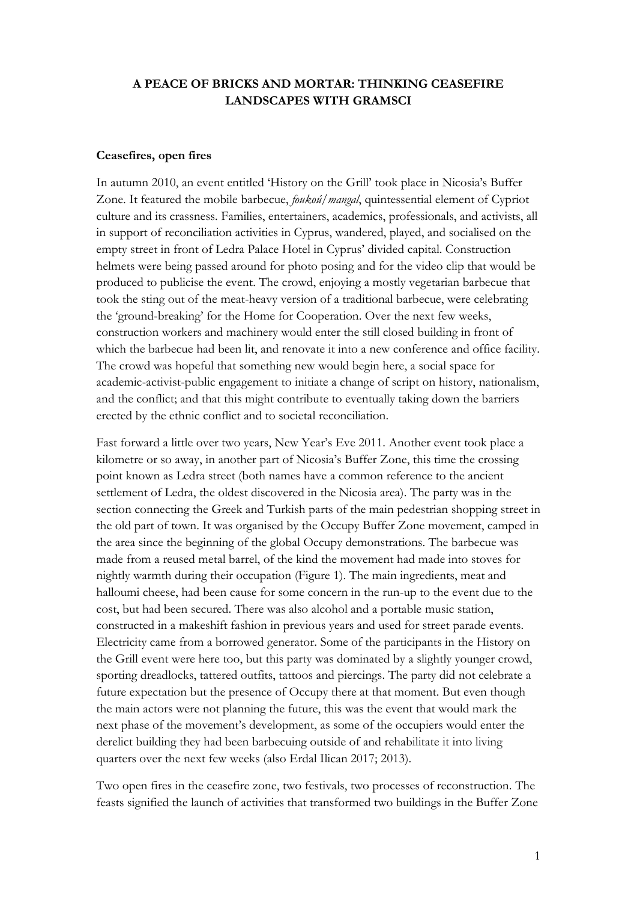**A PEACE OF BRICKS AND MORTAR: THINKING CEASEFIRE LANDSCAPES WITH GRAMSCI**

## Ceasefires, open fires

In autumn 2010, an event entitled 'History on the Grill' took place in Nicosia's Buffer Zone. It featured the mobile barbecue, *foukoú/mangal*, quintessential element of Cypriot culture and its crassness. Families, entertainers, academics, professionals, and activists, all in support of reconciliation activities in Cyprus, wandered, played, and socialised on the empty street in front of Ledra Palace Hotel in Cyprus' divided capital. Construction helmets were being passed around for photo posing and for the video clip that would be produced to publicise the event. The crowd, enjoying a mostly vegetarian barbecue that took the sting out of the meat-heavy version of a traditional barbecue, were celebrating the 'ground-breaking' for the Home for Cooperation. Over the next few weeks, construction workers and machinery would enter the still closed building in front of which the barbecue had been lit, and renovate it into a new conference and office facility. The crowd was hopeful that something new would begin here, a social space for academic-activist-public engagement to initiate a change of script on history, nationalism, and the conflict; and that this might contribute to eventually taking down the barriers erected by the ethnic conflict and to societal reconciliation.

Fast forward a little over two years, New Year's Eve 2011. Another event took place a kilometre or so away, in another part of Nicosia's Buffer Zone, this time the crossing point known as Ledra street (both names have a common reference to the ancient settlement of Ledra, the oldest discovered in the Nicosia area). The party was in the section connecting the Greek and Turkish parts of the main pedestrian shopping street in the old part of town. It was organised by the Occupy Buffer Zone movement, camped in the area since the beginning of the global Occupy demonstrations. The barbecue was made from a reused metal barrel, of the kind the movement had made into stoves for nightly warmth during their occupation (Figure 1). The main ingredients, meat and halloumi cheese, had been cause for some concern in the run-up to the event due to the cost, but had been secured. There was also alcohol and a portable music station, constructed in a makeshift fashion in previous years and used for street parade events. Electricity came from a borrowed generator. Some of the participants in the History on the Grill event were here too, but this party was dominated by a slightly younger crowd, sporting dreadlocks, tattered outfits, tattoos and piercings. The party did not celebrate a future expectation but the presence of Occupy there at that moment. But even though the main actors were not planning the future, this was the event that would mark the next phase of the movement's development, as some of the occupiers would enter the derelict building they had been barbecuing outside of and rehabilitate it into living quarters over the next few weeks (also Erdal Ilican 2017; 2013).

Two open fires in the ceasefire zone, two festivals, two processes of reconstruction. The feasts signified the launch of activities that transformed two buildings in the Buffer Zone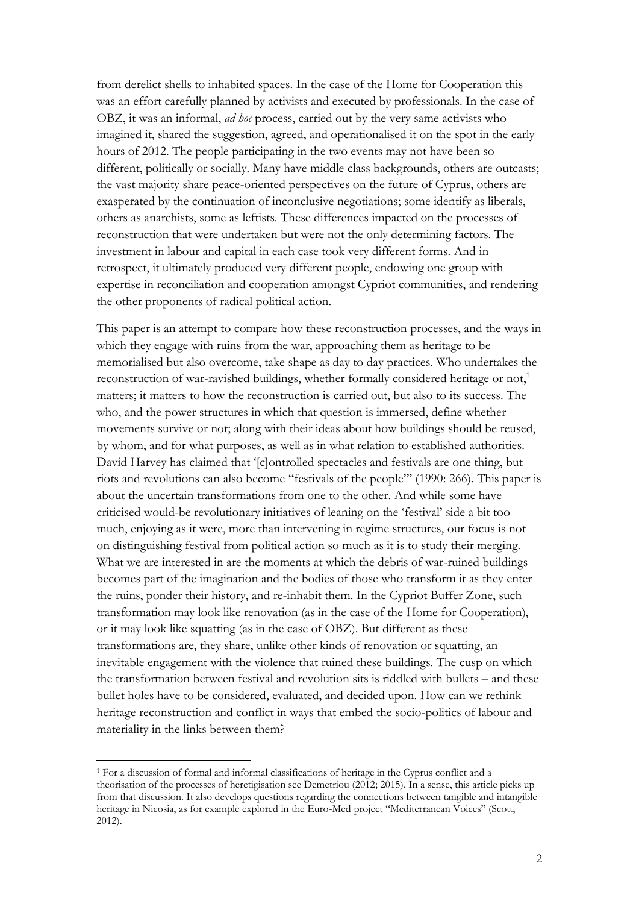from derelict shells to inhabited spaces. In the case of the Home for Cooperation this was an effort carefully planned by activists and executed by professionals. In the case of OBZ, it was an informal, *ad hoc* process, carried out by the very same activists who imagined it, shared the suggestion, agreed, and operationalised it on the spot in the early hours of 2012. The people participating in the two events may not have been so different, politically or socially. Many have middle class backgrounds, others are outcasts; the vast majority share peace-oriented perspectives on the future of Cyprus, others are exasperated by the continuation of inconclusive negotiations; some identify as liberals, others as anarchists, some as leftists. These differences impacted on the processes of reconstruction that were undertaken but were not the only determining factors. The investment in labour and capital in each case took very different forms. And in retrospect, it ultimately produced very different people, endowing one group with expertise in reconciliation and cooperation amongst Cypriot communities, and rendering the other proponents of radical political action.

This paper is an attempt to compare how these reconstruction processes, and the ways in which they engage with ruins from the war, approaching them as heritage to be memorialised but also overcome, take shape as day to day practices. Who undertakes the reconstruction of war-ravished buildings, whether formally considered heritage or not,[1] matters; it matters to how the reconstruction is carried out, but also to its success. The who, and the power structures in which that question is immersed, define whether movements survive or not; along with their ideas about how buildings should be reused, by whom, and for what purposes, as well as in what relation to established authorities. David Harvey has claimed that '[c]ontrolled spectacles and festivals are one thing, but riots and revolutions can also become "festivals of the people"' (1990: 266). This paper is about the uncertain transformations from one to the other. And while some have criticised would-be revolutionary initiatives of leaning on the 'festival' side a bit too much, enjoying as it were, more than intervening in regime structures, our focus is not on distinguishing festival from political action so much as it is to study their merging. What we are interested in are the moments at which the debris of war-ruined buildings becomes part of the imagination and the bodies of those who transform it as they enter the ruins, ponder their history, and re-inhabit them. In the Cypriot Buffer Zone, such transformation may look like renovation (as in the case of the Home for Cooperation), or it may look like squatting (as in the case of OBZ). But different as these transformations are, they share, unlike other kinds of renovation or squatting, an inevitable engagement with the violence that ruined these buildings. The cusp on which the transformation between festival and revolution sits is riddled with bullets – and these bullet holes have to be considered, evaluated, and decided upon. How can we rethink heritage reconstruction and conflict in ways that embed the socio-politics of labour and materiality in the links between them?

[1] For a discussion of formal and informal classifications of heritage in the Cyprus conflict and a theorisation of the processes of heretigisation see Demetriou (2012; 2015). In a sense, this article picks up from that discussion. It also develops questions regarding the connections between tangible and intangible heritage in Nicosia, as for example explored in the Euro-Med project "Mediterranean Voices" (Scott, 2012).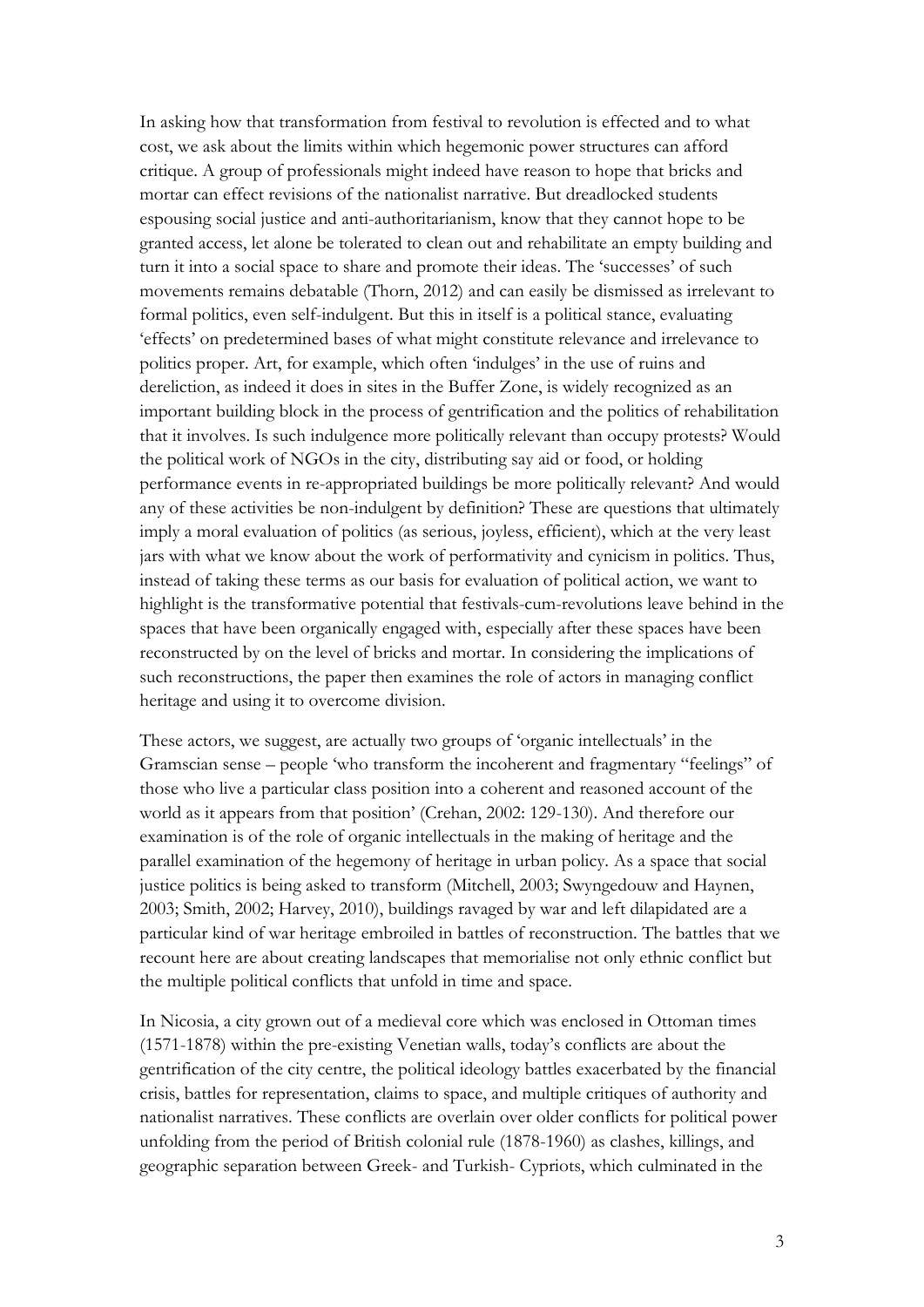In asking how that transformation from festival to revolution is effected and to what cost, we ask about the limits within which hegemonic power structures can afford critique. A group of professionals might indeed have reason to hope that bricks and mortar can effect revisions of the nationalist narrative. But dreadlocked students espousing social justice and anti-authoritarianism, know that they cannot hope to be granted access, let alone be tolerated to clean out and rehabilitate an empty building and turn it into a social space to share and promote their ideas. The 'successes' of such movements remains debatable (Thorn, 2012) and can easily be dismissed as irrelevant to formal politics, even self-indulgent. But this in itself is a political stance, evaluating 'effects' on predetermined bases of what might constitute relevance and irrelevance to politics proper. Art, for example, which often 'indulges' in the use of ruins and dereliction, as indeed it does in sites in the Buffer Zone, is widely recognized as an important building block in the process of gentrification and the politics of rehabilitation that it involves. Is such indulgence more politically relevant than occupy protests? Would the political work of NGOs in the city, distributing say aid or food, or holding performance events in re-appropriated buildings be more politically relevant? And would any of these activities be non-indulgent by definition? These are questions that ultimately imply a moral evaluation of politics (as serious, joyless, efficient), which at the very least jars with what we know about the work of performativity and cynicism in politics. Thus, instead of taking these terms as our basis for evaluation of political action, we want to highlight is the transformative potential that festivals-cum-revolutions leave behind in the spaces that have been organically engaged with, especially after these spaces have been reconstructed by on the level of bricks and mortar. In considering the implications of such reconstructions, the paper then examines the role of actors in managing conflict heritage and using it to overcome division.

These actors, we suggest, are actually two groups of 'organic intellectuals' in the Gramscian sense – people 'who transform the incoherent and fragmentary "feelings" of those who live a particular class position into a coherent and reasoned account of the world as it appears from that position' (Crehan, 2002: 129-130). And therefore our examination is of the role of organic intellectuals in the making of heritage and the parallel examination of the hegemony of heritage in urban policy. As a space that social justice politics is being asked to transform (Mitchell, 2003; Swyngedouw and Haynen, 2003; Smith, 2002; Harvey, 2010), buildings ravaged by war and left dilapidated are a particular kind of war heritage embroiled in battles of reconstruction. The battles that we recount here are about creating landscapes that memorialise not only ethnic conflict but the multiple political conflicts that unfold in time and space.

In Nicosia, a city grown out of a medieval core which was enclosed in Ottoman times (1571-1878) within the pre-existing Venetian walls, today's conflicts are about the gentrification of the city centre, the political ideology battles exacerbated by the financial crisis, battles for representation, claims to space, and multiple critiques of authority and nationalist narratives. These conflicts are overlain over older conflicts for political power unfolding from the period of British colonial rule (1878-1960) as clashes, killings, and geographic separation between Greek- and Turkish- Cypriots, which culminated in the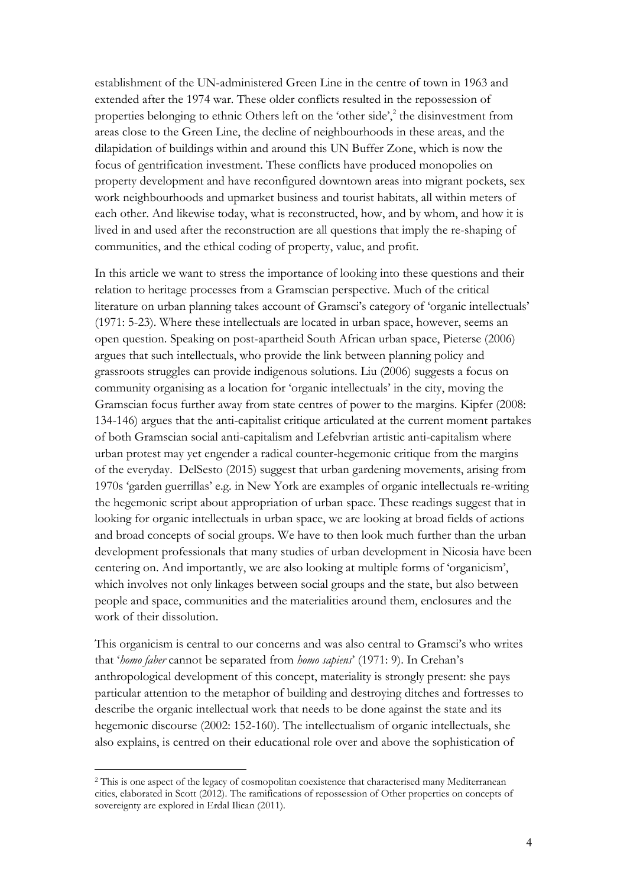establishment of the UN-administered Green Line in the centre of town in 1963 and extended after the 1974 war. These older conflicts resulted in the repossession of properties belonging to ethnic Others left on the 'other side',[2] the disinvestment from areas close to the Green Line, the decline of neighbourhoods in these areas, and the dilapidation of buildings within and around this UN Buffer Zone, which is now the focus of gentrification investment. These conflicts have produced monopolies on property development and have reconfigured downtown areas into migrant pockets, sex work neighbourhoods and upmarket business and tourist habitats, all within meters of each other. And likewise today, what is reconstructed, how, and by whom, and how it is lived in and used after the reconstruction are all questions that imply the re-shaping of communities, and the ethical coding of property, value, and profit.

In this article we want to stress the importance of looking into these questions and their relation to heritage processes from a Gramscian perspective. Much of the critical literature on urban planning takes account of Gramsci's category of 'organic intellectuals' (1971: 5-23). Where these intellectuals are located in urban space, however, seems an open question. Speaking on post-apartheid South African urban space, Pieterse (2006) argues that such intellectuals, who provide the link between planning policy and grassroots struggles can provide indigenous solutions. Liu (2006) suggests a focus on community organising as a location for 'organic intellectuals' in the city, moving the Gramscian focus further away from state centres of power to the margins. Kipfer (2008: 134-146) argues that the anti-capitalist critique articulated at the current moment partakes of both Gramscian social anti-capitalism and Lefebvrian artistic anti-capitalism where urban protest may yet engender a radical counter-hegemonic critique from the margins of the everyday. DelSesto (2015) suggest that urban gardening movements, arising from 1970s 'garden guerrillas' e.g. in New York are examples of organic intellectuals re-writing the hegemonic script about appropriation of urban space. These readings suggest that in looking for organic intellectuals in urban space, we are looking at broad fields of actions and broad concepts of social groups. We have to then look much further than the urban development professionals that many studies of urban development in Nicosia have been centering on. And importantly, we are also looking at multiple forms of 'organicism', which involves not only linkages between social groups and the state, but also between people and space, communities and the materialities around them, enclosures and the work of their dissolution.

This organicism is central to our concerns and was also central to Gramsci's who writes that '*homo faber* cannot be separated from *homo sapiens*' (1971: 9). In Crehan's anthropological development of this concept, materiality is strongly present: she pays particular attention to the metaphor of building and destroying ditches and fortresses to describe the organic intellectual work that needs to be done against the state and its hegemonic discourse (2002: 152-160). The intellectualism of organic intellectuals, she also explains, is centred on their educational role over and above the sophistication of

[2] This is one aspect of the legacy of cosmopolitan coexistence that characterised many Mediterranean cities, elaborated in Scott (2012). The ramifications of repossession of Other properties on concepts of sovereignty are explored in Erdal Ilican (2011).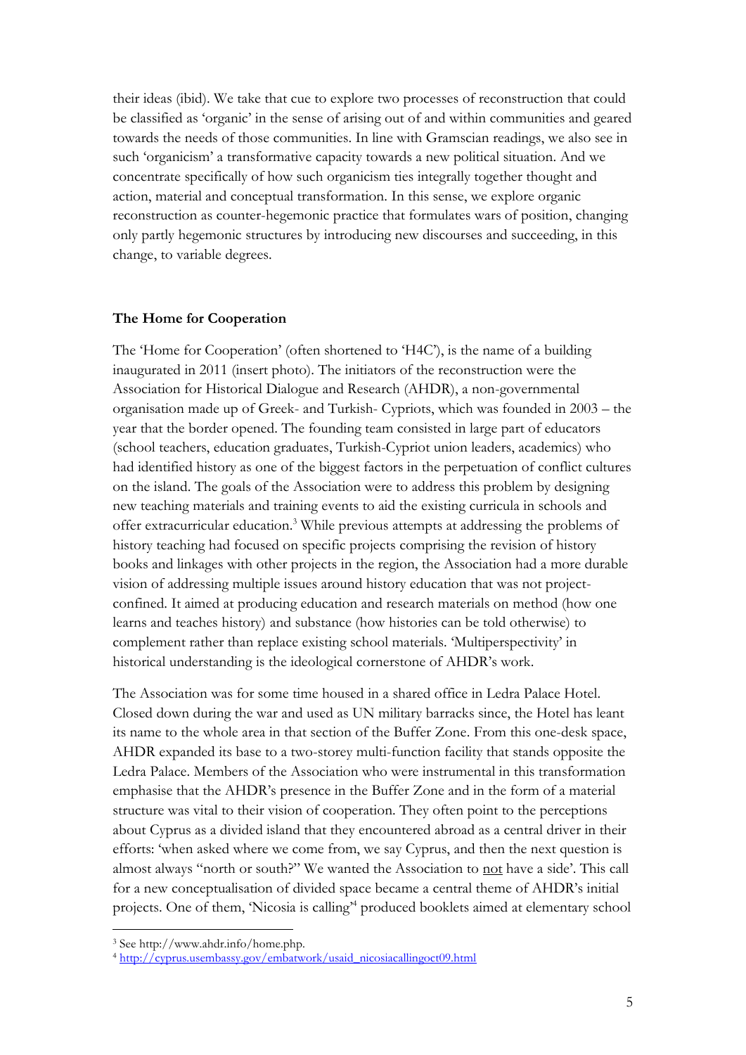their ideas (ibid). We take that cue to explore two processes of reconstruction that could be classified as 'organic' in the sense of arising out of and within communities and geared towards the needs of those communities. In line with Gramscian readings, we also see in such 'organicism' a transformative capacity towards a new political situation. And we concentrate specifically of how such organicism ties integrally together thought and action, material and conceptual transformation. In this sense, we explore organic reconstruction as counter-hegemonic practice that formulates wars of position, changing only partly hegemonic structures by introducing new discourses and succeeding, in this change, to variable degrees.

## The Home for Cooperation

The 'Home for Cooperation' (often shortened to 'H4C'), is the name of a building inaugurated in 2011 (insert photo). The initiators of the reconstruction were the Association for Historical Dialogue and Research (AHDR), a non-governmental organisation made up of Greek- and Turkish- Cypriots, which was founded in 2003 – the year that the border opened. The founding team consisted in large part of educators (school teachers, education graduates, Turkish-Cypriot union leaders, academics) who had identified history as one of the biggest factors in the perpetuation of conflict cultures on the island. The goals of the Association were to address this problem by designing new teaching materials and training events to aid the existing curricula in schools and offer extracurricular education.[3] While previous attempts at addressing the problems of history teaching had focused on specific projects comprising the revision of history books and linkages with other projects in the region, the Association had a more durable vision of addressing multiple issues around history education that was not project-confined. It aimed at producing education and research materials on method (how one learns and teaches history) and substance (how histories can be told otherwise) to complement rather than replace existing school materials. 'Multiperspectivity' in historical understanding is the ideological cornerstone of AHDR's work.

The Association was for some time housed in a shared office in Ledra Palace Hotel. Closed down during the war and used as UN military barracks since, the Hotel has leant its name to the whole area in that section of the Buffer Zone. From this one-desk space, AHDR expanded its base to a two-storey multi-function facility that stands opposite the Ledra Palace. Members of the Association who were instrumental in this transformation emphasise that the AHDR's presence in the Buffer Zone and in the form of a material structure was vital to their vision of cooperation. They often point to the perceptions about Cyprus as a divided island that they encountered abroad as a central driver in their efforts: 'when asked where we come from, we say Cyprus, and then the next question is almost always "north or south?" We wanted the Association to not have a side'. This call for a new conceptualisation of divided space became a central theme of AHDR's initial projects. One of them, 'Nicosia is calling'[4] produced booklets aimed at elementary school

[3] See http://www.ahdr.info/home.php.

[4] http://cyprus.usembassy.gov/embatwork/usaid_nicosiacallingoct09.html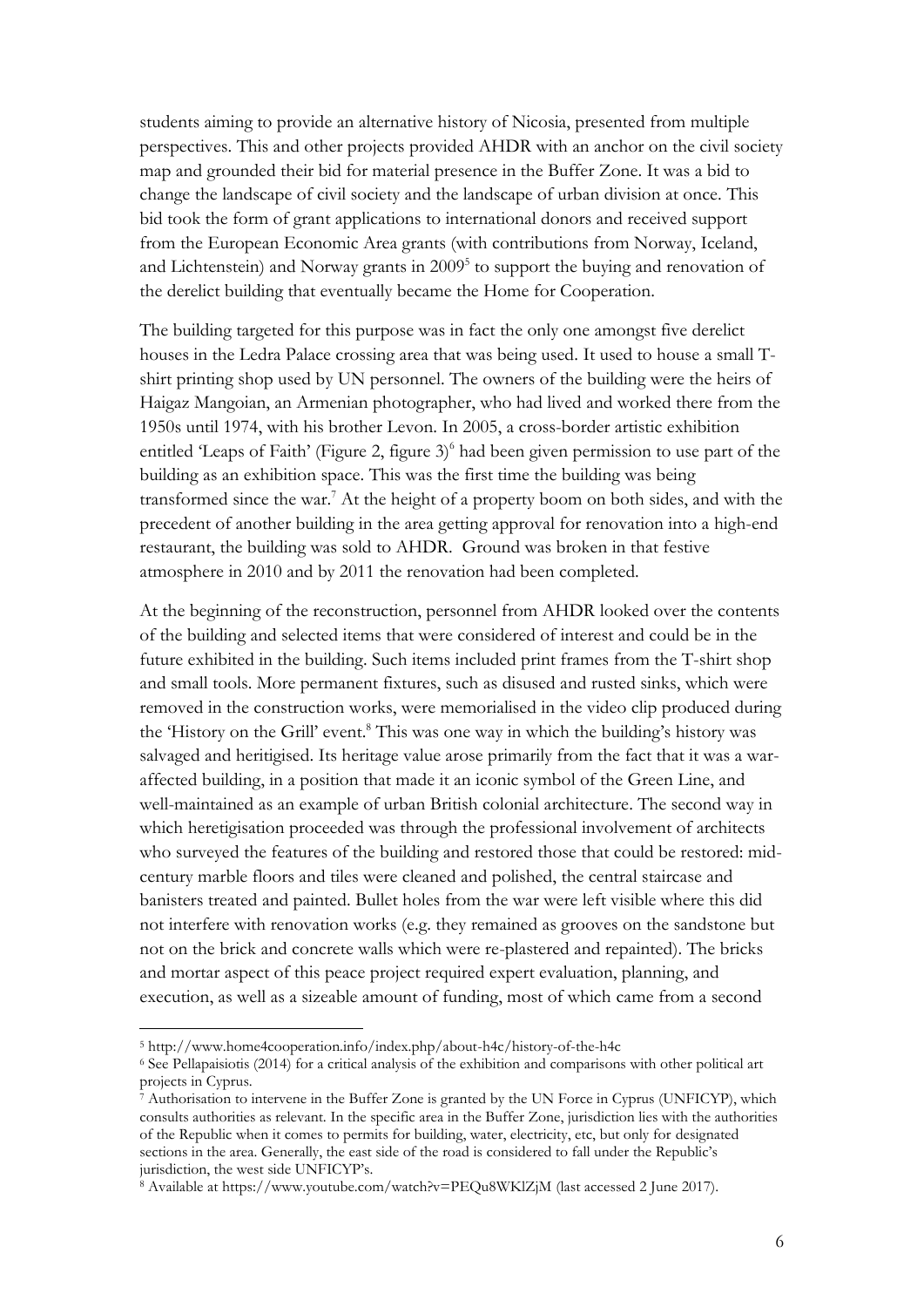students aiming to provide an alternative history of Nicosia, presented from multiple perspectives. This and other projects provided AHDR with an anchor on the civil society map and grounded their bid for material presence in the Buffer Zone. It was a bid to change the landscape of civil society and the landscape of urban division at once. This bid took the form of grant applications to international donors and received support from the European Economic Area grants (with contributions from Norway, Iceland, and Lichtenstein) and Norway grants in 2009[5] to support the buying and renovation of the derelict building that eventually became the Home for Cooperation.

The building targeted for this purpose was in fact the only one amongst five derelict houses in the Ledra Palace crossing area that was being used. It used to house a small T-shirt printing shop used by UN personnel. The owners of the building were the heirs of Haigaz Mangoian, an Armenian photographer, who had lived and worked there from the 1950s until 1974, with his brother Levon. In 2005, a cross-border artistic exhibition entitled 'Leaps of Faith' (Figure 2, figure 3)[6] had been given permission to use part of the building as an exhibition space. This was the first time the building was being transformed since the war.[7] At the height of a property boom on both sides, and with the precedent of another building in the area getting approval for renovation into a high-end restaurant, the building was sold to AHDR. Ground was broken in that festive atmosphere in 2010 and by 2011 the renovation had been completed.

At the beginning of the reconstruction, personnel from AHDR looked over the contents of the building and selected items that were considered of interest and could be in the future exhibited in the building. Such items included print frames from the T-shirt shop and small tools. More permanent fixtures, such as disused and rusted sinks, which were removed in the construction works, were memorialised in the video clip produced during the 'History on the Grill' event.[8] This was one way in which the building's history was salvaged and heritigised. Its heritage value arose primarily from the fact that it was a war-affected building, in a position that made it an iconic symbol of the Green Line, and well-maintained as an example of urban British colonial architecture. The second way in which heretigisation proceeded was through the professional involvement of architects who surveyed the features of the building and restored those that could be restored: mid-century marble floors and tiles were cleaned and polished, the central staircase and banisters treated and painted. Bullet holes from the war were left visible where this did not interfere with renovation works (e.g. they remained as grooves on the sandstone but not on the brick and concrete walls which were re-plastered and repainted). The bricks and mortar aspect of this peace project required expert evaluation, planning, and execution, as well as a sizeable amount of funding, most of which came from a second

---

[5] http://www.home4cooperation.info/index.php/about-h4c/history-of-the-h4c

[6] See Pellapaisiotis (2014) for a critical analysis of the exhibition and comparisons with other political art projects in Cyprus.

[7] Authorisation to intervene in the Buffer Zone is granted by the UN Force in Cyprus (UNFICYP), which consults authorities as relevant. In the specific area in the Buffer Zone, jurisdiction lies with the authorities of the Republic when it comes to permits for building, water, electricity, etc, but only for designated sections in the area. Generally, the east side of the road is considered to fall under the Republic's jurisdiction, the west side UNFICYP's.

[8] Available at https://www.youtube.com/watch?v=PEQu8WKlZjM (last accessed 2 June 2017).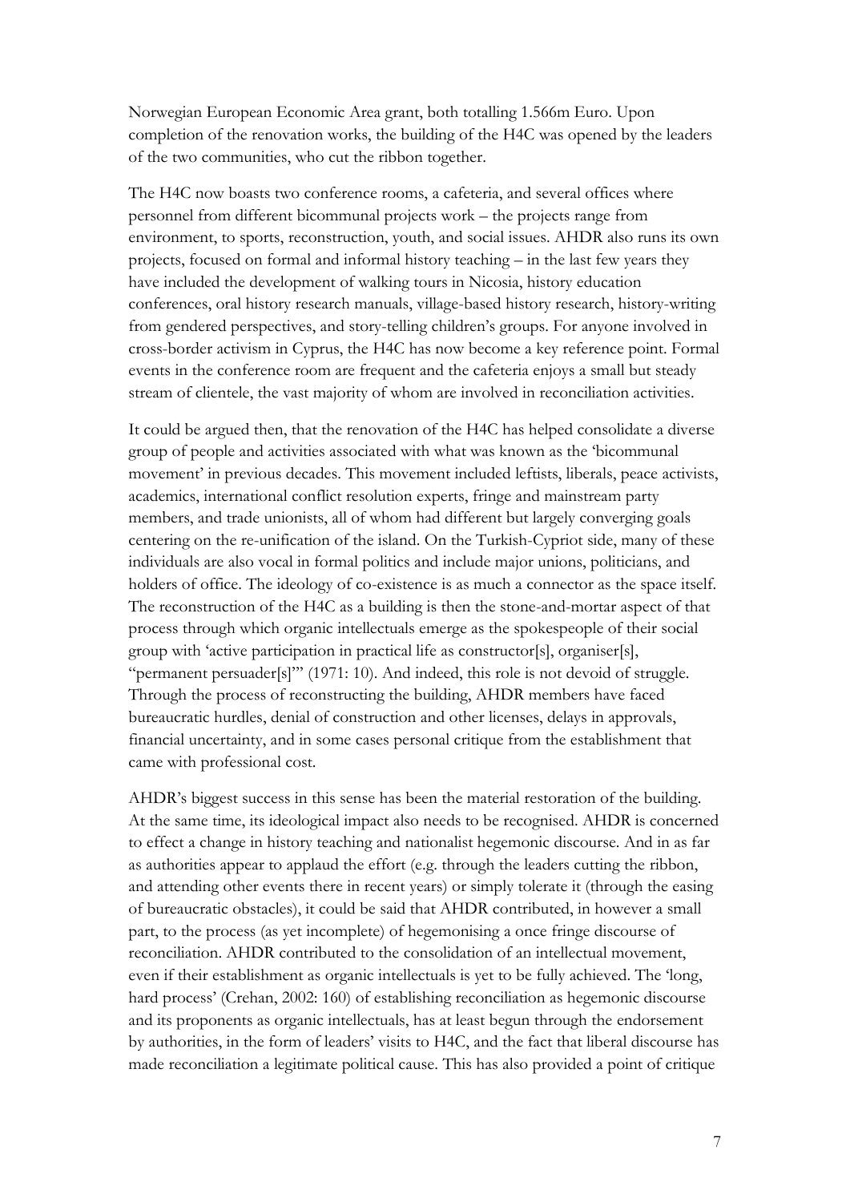Norwegian European Economic Area grant, both totalling 1.566m Euro. Upon completion of the renovation works, the building of the H4C was opened by the leaders of the two communities, who cut the ribbon together.

The H4C now boasts two conference rooms, a cafeteria, and several offices where personnel from different bicommunal projects work – the projects range from environment, to sports, reconstruction, youth, and social issues. AHDR also runs its own projects, focused on formal and informal history teaching – in the last few years they have included the development of walking tours in Nicosia, history education conferences, oral history research manuals, village-based history research, history-writing from gendered perspectives, and story-telling children's groups. For anyone involved in cross-border activism in Cyprus, the H4C has now become a key reference point. Formal events in the conference room are frequent and the cafeteria enjoys a small but steady stream of clientele, the vast majority of whom are involved in reconciliation activities.

It could be argued then, that the renovation of the H4C has helped consolidate a diverse group of people and activities associated with what was known as the 'bicommunal movement' in previous decades. This movement included leftists, liberals, peace activists, academics, international conflict resolution experts, fringe and mainstream party members, and trade unionists, all of whom had different but largely converging goals centering on the re-unification of the island. On the Turkish-Cypriot side, many of these individuals are also vocal in formal politics and include major unions, politicians, and holders of office. The ideology of co-existence is as much a connector as the space itself. The reconstruction of the H4C as a building is then the stone-and-mortar aspect of that process through which organic intellectuals emerge as the spokespeople of their social group with 'active participation in practical life as constructor[s], organiser[s], "permanent persuader[s]"' (1971: 10). And indeed, this role is not devoid of struggle. Through the process of reconstructing the building, AHDR members have faced bureaucratic hurdles, denial of construction and other licenses, delays in approvals, financial uncertainty, and in some cases personal critique from the establishment that came with professional cost.

AHDR's biggest success in this sense has been the material restoration of the building. At the same time, its ideological impact also needs to be recognised. AHDR is concerned to effect a change in history teaching and nationalist hegemonic discourse. And in as far as authorities appear to applaud the effort (e.g. through the leaders cutting the ribbon, and attending other events there in recent years) or simply tolerate it (through the easing of bureaucratic obstacles), it could be said that AHDR contributed, in however a small part, to the process (as yet incomplete) of hegemonising a once fringe discourse of reconciliation. AHDR contributed to the consolidation of an intellectual movement, even if their establishment as organic intellectuals is yet to be fully achieved. The 'long, hard process' (Crehan, 2002: 160) of establishing reconciliation as hegemonic discourse and its proponents as organic intellectuals, has at least begun through the endorsement by authorities, in the form of leaders' visits to H4C, and the fact that liberal discourse has made reconciliation a legitimate political cause. This has also provided a point of critique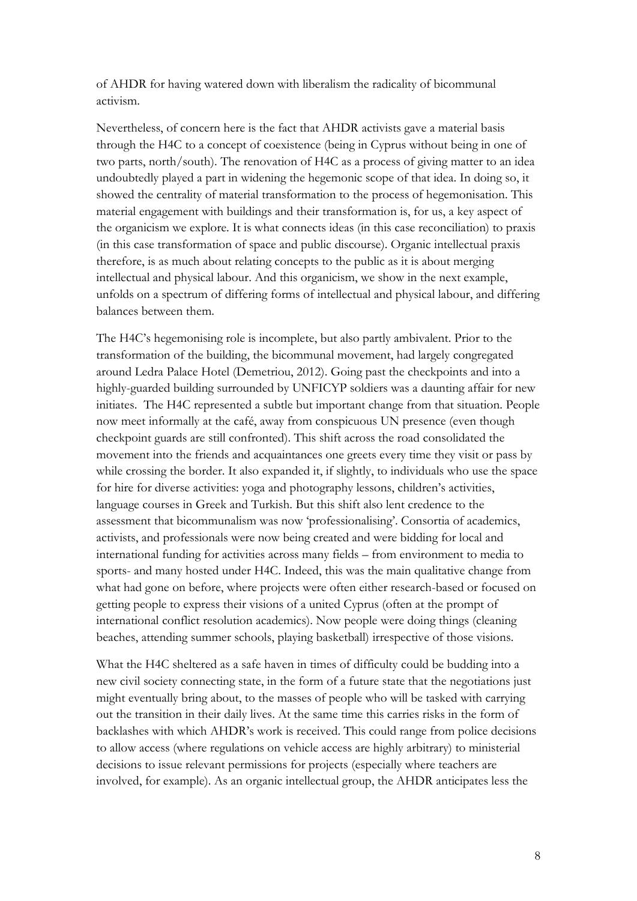of AHDR for having watered down with liberalism the radicality of bicommunal activism.

Nevertheless, of concern here is the fact that AHDR activists gave a material basis through the H4C to a concept of coexistence (being in Cyprus without being in one of two parts, north/south). The renovation of H4C as a process of giving matter to an idea undoubtedly played a part in widening the hegemonic scope of that idea. In doing so, it showed the centrality of material transformation to the process of hegemonisation. This material engagement with buildings and their transformation is, for us, a key aspect of the organicism we explore. It is what connects ideas (in this case reconciliation) to praxis (in this case transformation of space and public discourse). Organic intellectual praxis therefore, is as much about relating concepts to the public as it is about merging intellectual and physical labour. And this organicism, we show in the next example, unfolds on a spectrum of differing forms of intellectual and physical labour, and differing balances between them.

The H4C's hegemonising role is incomplete, but also partly ambivalent. Prior to the transformation of the building, the bicommunal movement, had largely congregated around Ledra Palace Hotel (Demetriou, 2012). Going past the checkpoints and into a highly-guarded building surrounded by UNFICYP soldiers was a daunting affair for new initiates. The H4C represented a subtle but important change from that situation. People now meet informally at the café, away from conspicuous UN presence (even though checkpoint guards are still confronted). This shift across the road consolidated the movement into the friends and acquaintances one greets every time they visit or pass by while crossing the border. It also expanded it, if slightly, to individuals who use the space for hire for diverse activities: yoga and photography lessons, children's activities, language courses in Greek and Turkish. But this shift also lent credence to the assessment that bicommunalism was now 'professionalising'. Consortia of academics, activists, and professionals were now being created and were bidding for local and international funding for activities across many fields – from environment to media to sports- and many hosted under H4C. Indeed, this was the main qualitative change from what had gone on before, where projects were often either research-based or focused on getting people to express their visions of a united Cyprus (often at the prompt of international conflict resolution academics). Now people were doing things (cleaning beaches, attending summer schools, playing basketball) irrespective of those visions.

What the H4C sheltered as a safe haven in times of difficulty could be budding into a new civil society connecting state, in the form of a future state that the negotiations just might eventually bring about, to the masses of people who will be tasked with carrying out the transition in their daily lives. At the same time this carries risks in the form of backlashes with which AHDR's work is received. This could range from police decisions to allow access (where regulations on vehicle access are highly arbitrary) to ministerial decisions to issue relevant permissions for projects (especially where teachers are involved, for example). As an organic intellectual group, the AHDR anticipates less the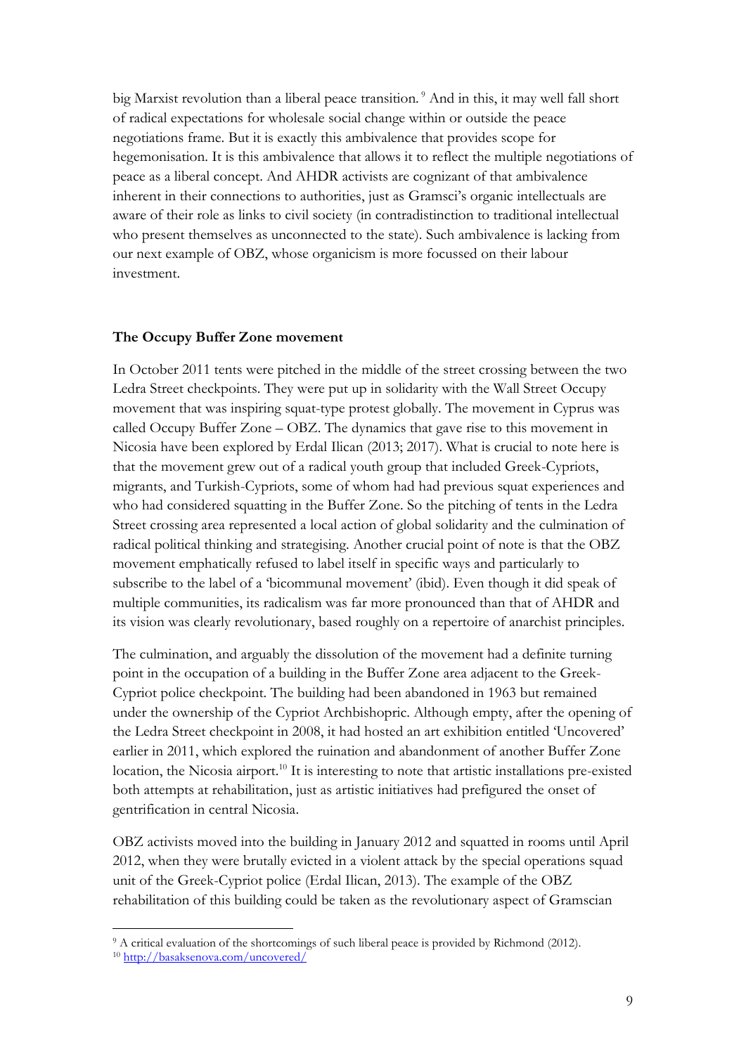big Marxist revolution than a liberal peace transition. [9] And in this, it may well fall short of radical expectations for wholesale social change within or outside the peace negotiations frame. But it is exactly this ambivalence that provides scope for hegemonisation. It is this ambivalence that allows it to reflect the multiple negotiations of peace as a liberal concept. And AHDR activists are cognizant of that ambivalence inherent in their connections to authorities, just as Gramsci's organic intellectuals are aware of their role as links to civil society (in contradistinction to traditional intellectual who present themselves as unconnected to the state). Such ambivalence is lacking from our next example of OBZ, whose organicism is more focussed on their labour investment.

### The Occupy Buffer Zone movement

In October 2011 tents were pitched in the middle of the street crossing between the two Ledra Street checkpoints. They were put up in solidarity with the Wall Street Occupy movement that was inspiring squat-type protest globally. The movement in Cyprus was called Occupy Buffer Zone – OBZ. The dynamics that gave rise to this movement in Nicosia have been explored by Erdal Ilican (2013; 2017). What is crucial to note here is that the movement grew out of a radical youth group that included Greek-Cypriots, migrants, and Turkish-Cypriots, some of whom had had previous squat experiences and who had considered squatting in the Buffer Zone. So the pitching of tents in the Ledra Street crossing area represented a local action of global solidarity and the culmination of radical political thinking and strategising. Another crucial point of note is that the OBZ movement emphatically refused to label itself in specific ways and particularly to subscribe to the label of a 'bicommunal movement' (ibid). Even though it did speak of multiple communities, its radicalism was far more pronounced than that of AHDR and its vision was clearly revolutionary, based roughly on a repertoire of anarchist principles.

The culmination, and arguably the dissolution of the movement had a definite turning point in the occupation of a building in the Buffer Zone area adjacent to the Greek-Cypriot police checkpoint. The building had been abandoned in 1963 but remained under the ownership of the Cypriot Archbishopric. Although empty, after the opening of the Ledra Street checkpoint in 2008, it had hosted an art exhibition entitled 'Uncovered' earlier in 2011, which explored the ruination and abandonment of another Buffer Zone location, the Nicosia airport.[10] It is interesting to note that artistic installations pre-existed both attempts at rehabilitation, just as artistic initiatives had prefigured the onset of gentrification in central Nicosia.

OBZ activists moved into the building in January 2012 and squatted in rooms until April 2012, when they were brutally evicted in a violent attack by the special operations squad unit of the Greek-Cypriot police (Erdal Ilican, 2013). The example of the OBZ rehabilitation of this building could be taken as the revolutionary aspect of Gramscian

---

[9] A critical evaluation of the shortcomings of such liberal peace is provided by Richmond (2012).

[10] http://basaksenova.com/uncovered/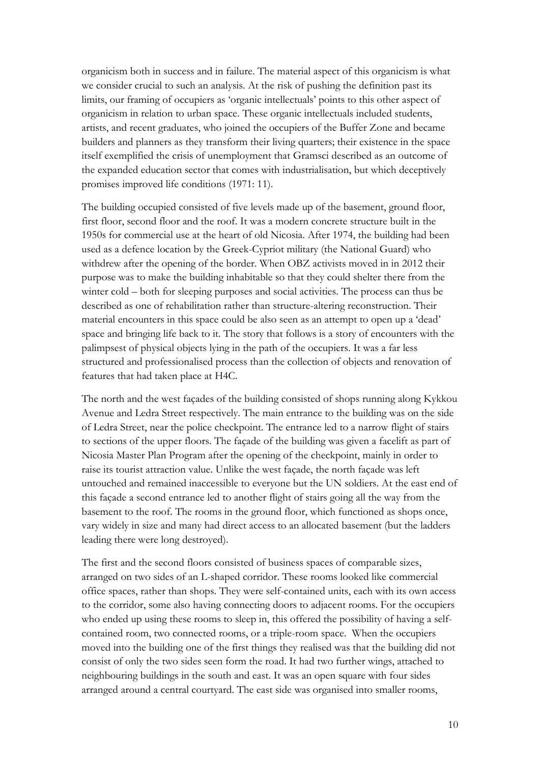organicism both in success and in failure. The material aspect of this organicism is what we consider crucial to such an analysis. At the risk of pushing the definition past its limits, our framing of occupiers as 'organic intellectuals' points to this other aspect of organicism in relation to urban space. These organic intellectuals included students, artists, and recent graduates, who joined the occupiers of the Buffer Zone and became builders and planners as they transform their living quarters; their existence in the space itself exemplified the crisis of unemployment that Gramsci described as an outcome of the expanded education sector that comes with industrialisation, but which deceptively promises improved life conditions (1971: 11).

The building occupied consisted of five levels made up of the basement, ground floor, first floor, second floor and the roof. It was a modern concrete structure built in the 1950s for commercial use at the heart of old Nicosia. After 1974, the building had been used as a defence location by the Greek-Cypriot military (the National Guard) who withdrew after the opening of the border. When OBZ activists moved in in 2012 their purpose was to make the building inhabitable so that they could shelter there from the winter cold – both for sleeping purposes and social activities. The process can thus be described as one of rehabilitation rather than structure-altering reconstruction. Their material encounters in this space could be also seen as an attempt to open up a 'dead' space and bringing life back to it. The story that follows is a story of encounters with the palimpsest of physical objects lying in the path of the occupiers. It was a far less structured and professionalised process than the collection of objects and renovation of features that had taken place at H4C.

The north and the west façades of the building consisted of shops running along Kykkou Avenue and Ledra Street respectively. The main entrance to the building was on the side of Ledra Street, near the police checkpoint. The entrance led to a narrow flight of stairs to sections of the upper floors. The façade of the building was given a facelift as part of Nicosia Master Plan Program after the opening of the checkpoint, mainly in order to raise its tourist attraction value. Unlike the west façade, the north façade was left untouched and remained inaccessible to everyone but the UN soldiers. At the east end of this façade a second entrance led to another flight of stairs going all the way from the basement to the roof. The rooms in the ground floor, which functioned as shops once, vary widely in size and many had direct access to an allocated basement (but the ladders leading there were long destroyed).

The first and the second floors consisted of business spaces of comparable sizes, arranged on two sides of an L-shaped corridor. These rooms looked like commercial office spaces, rather than shops. They were self-contained units, each with its own access to the corridor, some also having connecting doors to adjacent rooms. For the occupiers who ended up using these rooms to sleep in, this offered the possibility of having a self-contained room, two connected rooms, or a triple-room space. When the occupiers moved into the building one of the first things they realised was that the building did not consist of only the two sides seen form the road. It had two further wings, attached to neighbouring buildings in the south and east. It was an open square with four sides arranged around a central courtyard. The east side was organised into smaller rooms,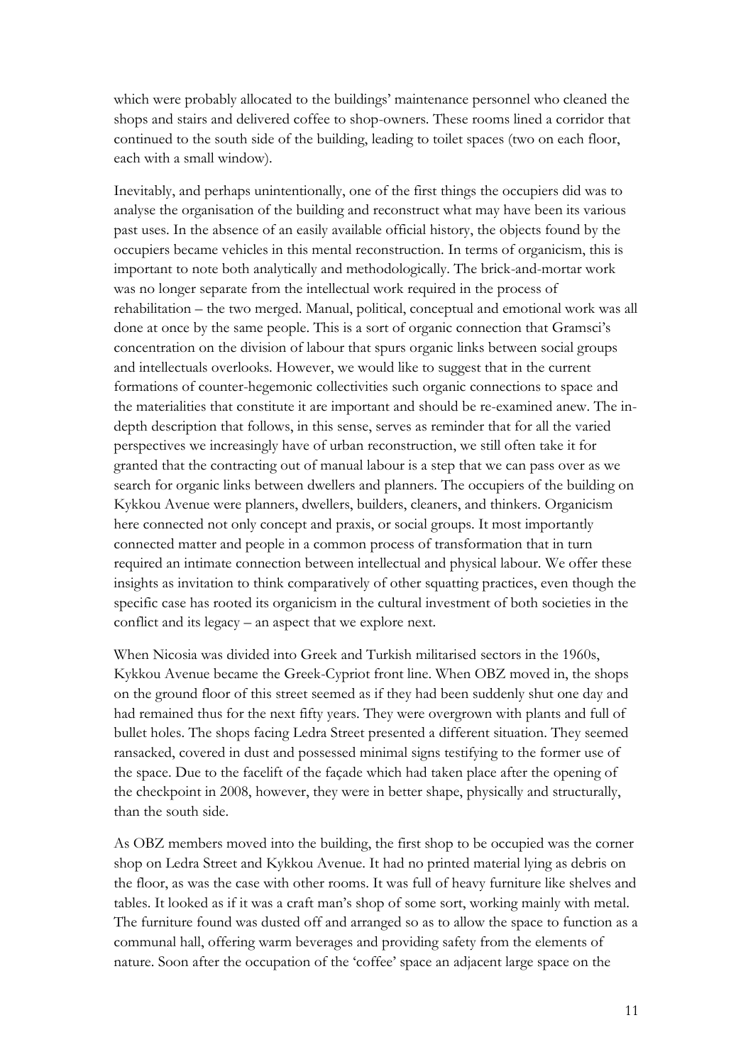which were probably allocated to the buildings' maintenance personnel who cleaned the shops and stairs and delivered coffee to shop-owners. These rooms lined a corridor that continued to the south side of the building, leading to toilet spaces (two on each floor, each with a small window).

Inevitably, and perhaps unintentionally, one of the first things the occupiers did was to analyse the organisation of the building and reconstruct what may have been its various past uses. In the absence of an easily available official history, the objects found by the occupiers became vehicles in this mental reconstruction. In terms of organicism, this is important to note both analytically and methodologically. The brick-and-mortar work was no longer separate from the intellectual work required in the process of rehabilitation – the two merged. Manual, political, conceptual and emotional work was all done at once by the same people. This is a sort of organic connection that Gramsci's concentration on the division of labour that spurs organic links between social groups and intellectuals overlooks. However, we would like to suggest that in the current formations of counter-hegemonic collectivities such organic connections to space and the materialities that constitute it are important and should be re-examined anew. The in-depth description that follows, in this sense, serves as reminder that for all the varied perspectives we increasingly have of urban reconstruction, we still often take it for granted that the contracting out of manual labour is a step that we can pass over as we search for organic links between dwellers and planners. The occupiers of the building on Kykkou Avenue were planners, dwellers, builders, cleaners, and thinkers. Organicism here connected not only concept and praxis, or social groups. It most importantly connected matter and people in a common process of transformation that in turn required an intimate connection between intellectual and physical labour. We offer these insights as invitation to think comparatively of other squatting practices, even though the specific case has rooted its organicism in the cultural investment of both societies in the conflict and its legacy – an aspect that we explore next.

When Nicosia was divided into Greek and Turkish militarised sectors in the 1960s, Kykkou Avenue became the Greek-Cypriot front line. When OBZ moved in, the shops on the ground floor of this street seemed as if they had been suddenly shut one day and had remained thus for the next fifty years. They were overgrown with plants and full of bullet holes. The shops facing Ledra Street presented a different situation. They seemed ransacked, covered in dust and possessed minimal signs testifying to the former use of the space. Due to the facelift of the façade which had taken place after the opening of the checkpoint in 2008, however, they were in better shape, physically and structurally, than the south side.

As OBZ members moved into the building, the first shop to be occupied was the corner shop on Ledra Street and Kykkou Avenue. It had no printed material lying as debris on the floor, as was the case with other rooms. It was full of heavy furniture like shelves and tables. It looked as if it was a craft man's shop of some sort, working mainly with metal. The furniture found was dusted off and arranged so as to allow the space to function as a communal hall, offering warm beverages and providing safety from the elements of nature. Soon after the occupation of the 'coffee' space an adjacent large space on the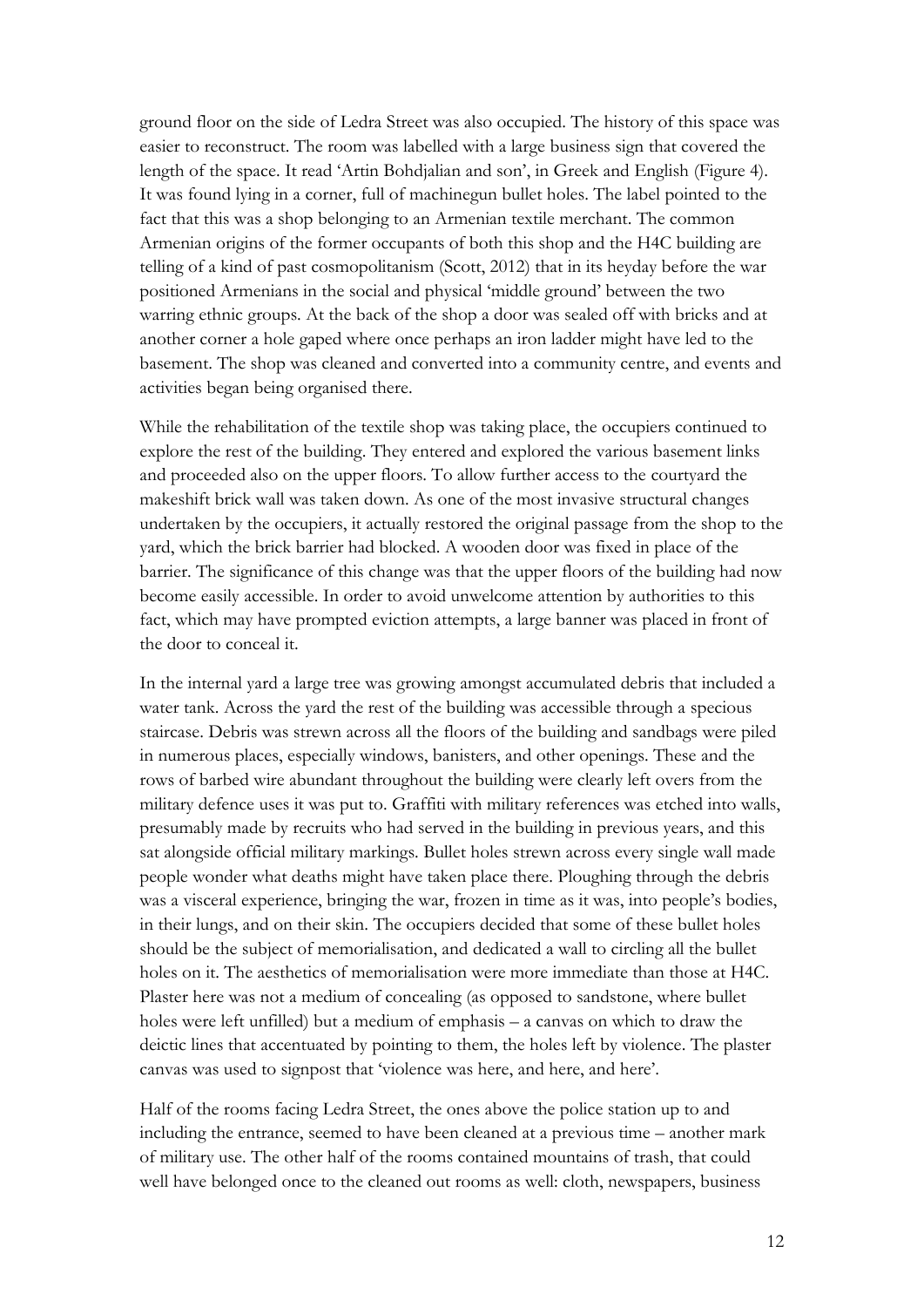ground floor on the side of Ledra Street was also occupied. The history of this space was easier to reconstruct. The room was labelled with a large business sign that covered the length of the space. It read 'Artin Bohdjalian and son', in Greek and English (Figure 4). It was found lying in a corner, full of machinegun bullet holes. The label pointed to the fact that this was a shop belonging to an Armenian textile merchant. The common Armenian origins of the former occupants of both this shop and the H4C building are telling of a kind of past cosmopolitanism (Scott, 2012) that in its heyday before the war positioned Armenians in the social and physical 'middle ground' between the two warring ethnic groups. At the back of the shop a door was sealed off with bricks and at another corner a hole gaped where once perhaps an iron ladder might have led to the basement. The shop was cleaned and converted into a community centre, and events and activities began being organised there.

While the rehabilitation of the textile shop was taking place, the occupiers continued to explore the rest of the building. They entered and explored the various basement links and proceeded also on the upper floors. To allow further access to the courtyard the makeshift brick wall was taken down. As one of the most invasive structural changes undertaken by the occupiers, it actually restored the original passage from the shop to the yard, which the brick barrier had blocked. A wooden door was fixed in place of the barrier. The significance of this change was that the upper floors of the building had now become easily accessible. In order to avoid unwelcome attention by authorities to this fact, which may have prompted eviction attempts, a large banner was placed in front of the door to conceal it.

In the internal yard a large tree was growing amongst accumulated debris that included a water tank. Across the yard the rest of the building was accessible through a specious staircase. Debris was strewn across all the floors of the building and sandbags were piled in numerous places, especially windows, banisters, and other openings. These and the rows of barbed wire abundant throughout the building were clearly left overs from the military defence uses it was put to. Graffiti with military references was etched into walls, presumably made by recruits who had served in the building in previous years, and this sat alongside official military markings. Bullet holes strewn across every single wall made people wonder what deaths might have taken place there. Ploughing through the debris was a visceral experience, bringing the war, frozen in time as it was, into people's bodies, in their lungs, and on their skin. The occupiers decided that some of these bullet holes should be the subject of memorialisation, and dedicated a wall to circling all the bullet holes on it. The aesthetics of memorialisation were more immediate than those at H4C. Plaster here was not a medium of concealing (as opposed to sandstone, where bullet holes were left unfilled) but a medium of emphasis – a canvas on which to draw the deictic lines that accentuated by pointing to them, the holes left by violence. The plaster canvas was used to signpost that 'violence was here, and here, and here'.

Half of the rooms facing Ledra Street, the ones above the police station up to and including the entrance, seemed to have been cleaned at a previous time – another mark of military use. The other half of the rooms contained mountains of trash, that could well have belonged once to the cleaned out rooms as well: cloth, newspapers, business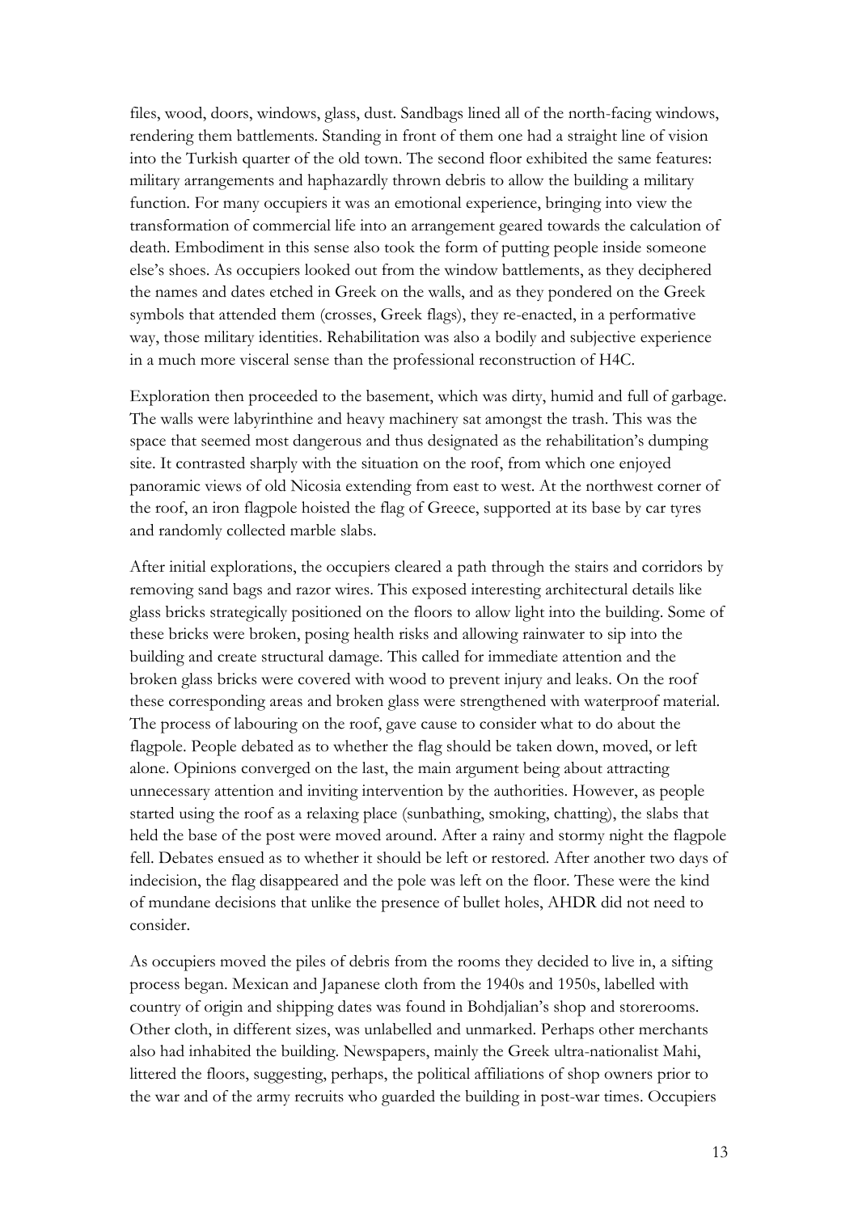files, wood, doors, windows, glass, dust. Sandbags lined all of the north-facing windows, rendering them battlements. Standing in front of them one had a straight line of vision into the Turkish quarter of the old town. The second floor exhibited the same features: military arrangements and haphazardly thrown debris to allow the building a military function. For many occupiers it was an emotional experience, bringing into view the transformation of commercial life into an arrangement geared towards the calculation of death. Embodiment in this sense also took the form of putting people inside someone else's shoes. As occupiers looked out from the window battlements, as they deciphered the names and dates etched in Greek on the walls, and as they pondered on the Greek symbols that attended them (crosses, Greek flags), they re-enacted, in a performative way, those military identities. Rehabilitation was also a bodily and subjective experience in a much more visceral sense than the professional reconstruction of H4C.

Exploration then proceeded to the basement, which was dirty, humid and full of garbage. The walls were labyrinthine and heavy machinery sat amongst the trash. This was the space that seemed most dangerous and thus designated as the rehabilitation's dumping site. It contrasted sharply with the situation on the roof, from which one enjoyed panoramic views of old Nicosia extending from east to west. At the northwest corner of the roof, an iron flagpole hoisted the flag of Greece, supported at its base by car tyres and randomly collected marble slabs.

After initial explorations, the occupiers cleared a path through the stairs and corridors by removing sand bags and razor wires. This exposed interesting architectural details like glass bricks strategically positioned on the floors to allow light into the building. Some of these bricks were broken, posing health risks and allowing rainwater to sip into the building and create structural damage. This called for immediate attention and the broken glass bricks were covered with wood to prevent injury and leaks. On the roof these corresponding areas and broken glass were strengthened with waterproof material. The process of labouring on the roof, gave cause to consider what to do about the flagpole. People debated as to whether the flag should be taken down, moved, or left alone. Opinions converged on the last, the main argument being about attracting unnecessary attention and inviting intervention by the authorities. However, as people started using the roof as a relaxing place (sunbathing, smoking, chatting), the slabs that held the base of the post were moved around. After a rainy and stormy night the flagpole fell. Debates ensued as to whether it should be left or restored. After another two days of indecision, the flag disappeared and the pole was left on the floor. These were the kind of mundane decisions that unlike the presence of bullet holes, AHDR did not need to consider.

As occupiers moved the piles of debris from the rooms they decided to live in, a sifting process began. Mexican and Japanese cloth from the 1940s and 1950s, labelled with country of origin and shipping dates was found in Bohdjalian's shop and storerooms. Other cloth, in different sizes, was unlabelled and unmarked. Perhaps other merchants also had inhabited the building. Newspapers, mainly the Greek ultra-nationalist Mahi, littered the floors, suggesting, perhaps, the political affiliations of shop owners prior to the war and of the army recruits who guarded the building in post-war times. Occupiers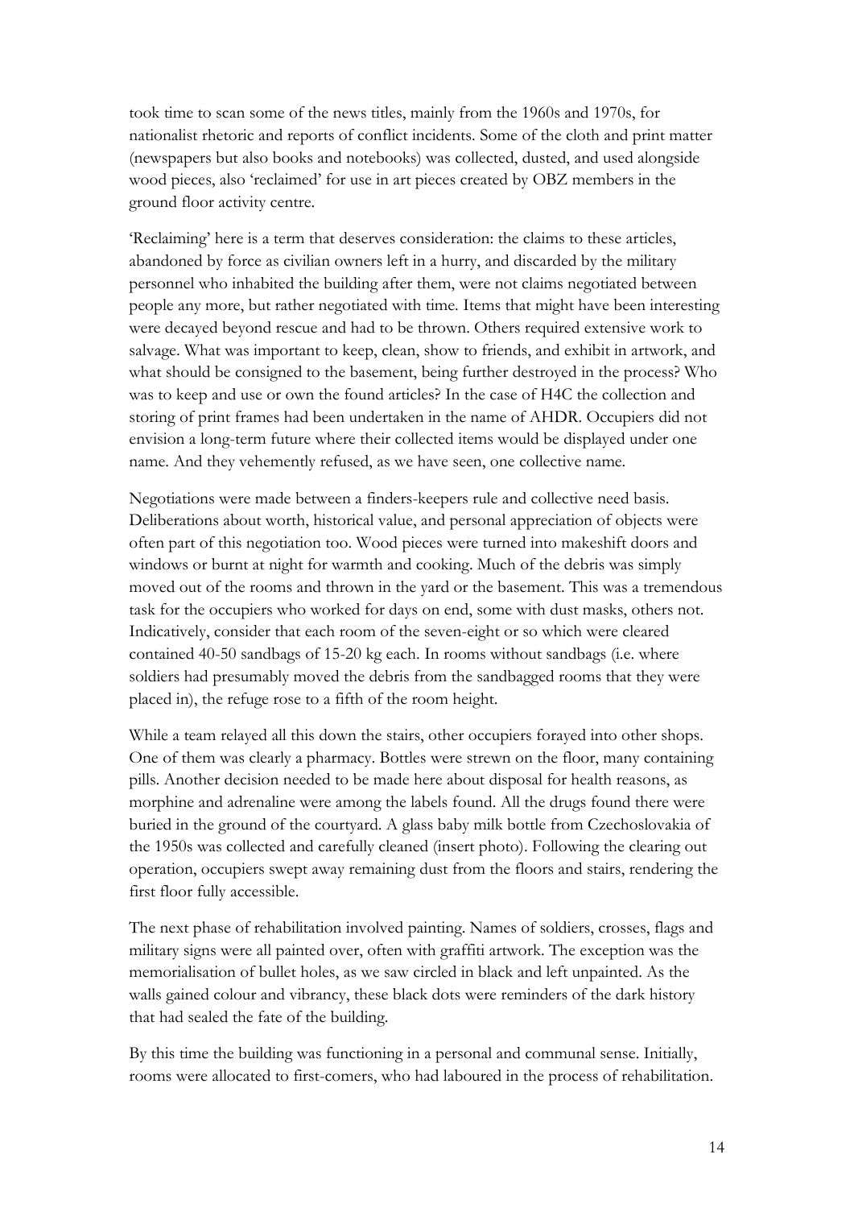took time to scan some of the news titles, mainly from the 1960s and 1970s, for nationalist rhetoric and reports of conflict incidents. Some of the cloth and print matter (newspapers but also books and notebooks) was collected, dusted, and used alongside wood pieces, also 'reclaimed' for use in art pieces created by OBZ members in the ground floor activity centre.

'Reclaiming' here is a term that deserves consideration: the claims to these articles, abandoned by force as civilian owners left in a hurry, and discarded by the military personnel who inhabited the building after them, were not claims negotiated between people any more, but rather negotiated with time. Items that might have been interesting were decayed beyond rescue and had to be thrown. Others required extensive work to salvage. What was important to keep, clean, show to friends, and exhibit in artwork, and what should be consigned to the basement, being further destroyed in the process? Who was to keep and use or own the found articles? In the case of H4C the collection and storing of print frames had been undertaken in the name of AHDR. Occupiers did not envision a long-term future where their collected items would be displayed under one name. And they vehemently refused, as we have seen, one collective name.

Negotiations were made between a finders-keepers rule and collective need basis. Deliberations about worth, historical value, and personal appreciation of objects were often part of this negotiation too. Wood pieces were turned into makeshift doors and windows or burnt at night for warmth and cooking. Much of the debris was simply moved out of the rooms and thrown in the yard or the basement. This was a tremendous task for the occupiers who worked for days on end, some with dust masks, others not. Indicatively, consider that each room of the seven-eight or so which were cleared contained 40-50 sandbags of 15-20 kg each. In rooms without sandbags (i.e. where soldiers had presumably moved the debris from the sandbagged rooms that they were placed in), the refuge rose to a fifth of the room height.

While a team relayed all this down the stairs, other occupiers forayed into other shops. One of them was clearly a pharmacy. Bottles were strewn on the floor, many containing pills. Another decision needed to be made here about disposal for health reasons, as morphine and adrenaline were among the labels found. All the drugs found there were buried in the ground of the courtyard. A glass baby milk bottle from Czechoslovakia of the 1950s was collected and carefully cleaned (insert photo). Following the clearing out operation, occupiers swept away remaining dust from the floors and stairs, rendering the first floor fully accessible.

The next phase of rehabilitation involved painting. Names of soldiers, crosses, flags and military signs were all painted over, often with graffiti artwork. The exception was the memorialisation of bullet holes, as we saw circled in black and left unpainted. As the walls gained colour and vibrancy, these black dots were reminders of the dark history that had sealed the fate of the building.

By this time the building was functioning in a personal and communal sense. Initially, rooms were allocated to first-comers, who had laboured in the process of rehabilitation.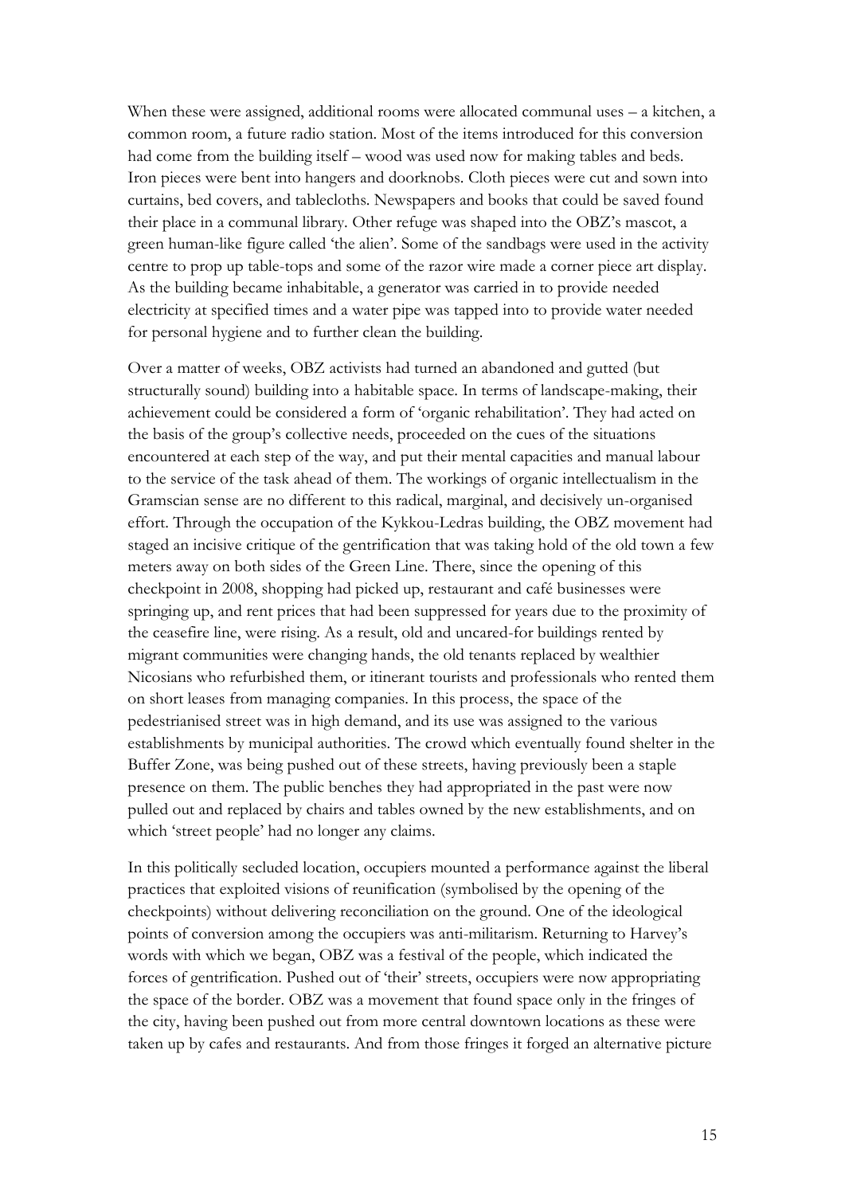When these were assigned, additional rooms were allocated communal uses – a kitchen, a common room, a future radio station. Most of the items introduced for this conversion had come from the building itself – wood was used now for making tables and beds. Iron pieces were bent into hangers and doorknobs. Cloth pieces were cut and sown into curtains, bed covers, and tablecloths. Newspapers and books that could be saved found their place in a communal library. Other refuge was shaped into the OBZ's mascot, a green human-like figure called 'the alien'. Some of the sandbags were used in the activity centre to prop up table-tops and some of the razor wire made a corner piece art display. As the building became inhabitable, a generator was carried in to provide needed electricity at specified times and a water pipe was tapped into to provide water needed for personal hygiene and to further clean the building.

Over a matter of weeks, OBZ activists had turned an abandoned and gutted (but structurally sound) building into a habitable space. In terms of landscape-making, their achievement could be considered a form of 'organic rehabilitation'. They had acted on the basis of the group's collective needs, proceeded on the cues of the situations encountered at each step of the way, and put their mental capacities and manual labour to the service of the task ahead of them. The workings of organic intellectualism in the Gramscian sense are no different to this radical, marginal, and decisively un-organised effort. Through the occupation of the Kykkou-Ledras building, the OBZ movement had staged an incisive critique of the gentrification that was taking hold of the old town a few meters away on both sides of the Green Line. There, since the opening of this checkpoint in 2008, shopping had picked up, restaurant and café businesses were springing up, and rent prices that had been suppressed for years due to the proximity of the ceasefire line, were rising. As a result, old and uncared-for buildings rented by migrant communities were changing hands, the old tenants replaced by wealthier Nicosians who refurbished them, or itinerant tourists and professionals who rented them on short leases from managing companies. In this process, the space of the pedestrianised street was in high demand, and its use was assigned to the various establishments by municipal authorities. The crowd which eventually found shelter in the Buffer Zone, was being pushed out of these streets, having previously been a staple presence on them. The public benches they had appropriated in the past were now pulled out and replaced by chairs and tables owned by the new establishments, and on which 'street people' had no longer any claims.

In this politically secluded location, occupiers mounted a performance against the liberal practices that exploited visions of reunification (symbolised by the opening of the checkpoints) without delivering reconciliation on the ground. One of the ideological points of conversion among the occupiers was anti-militarism. Returning to Harvey's words with which we began, OBZ was a festival of the people, which indicated the forces of gentrification. Pushed out of 'their' streets, occupiers were now appropriating the space of the border. OBZ was a movement that found space only in the fringes of the city, having been pushed out from more central downtown locations as these were taken up by cafes and restaurants. And from those fringes it forged an alternative picture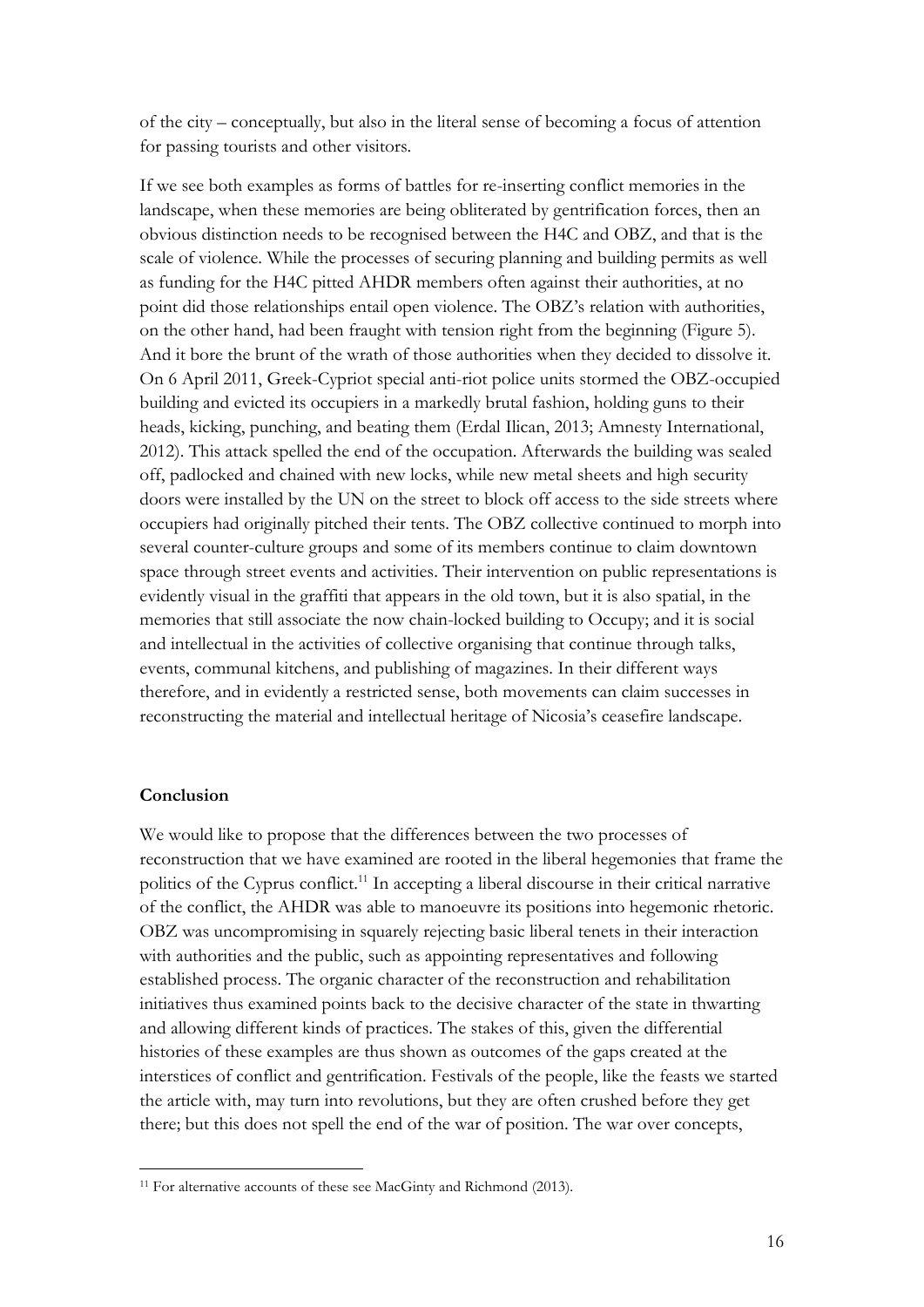of the city – conceptually, but also in the literal sense of becoming a focus of attention for passing tourists and other visitors.

If we see both examples as forms of battles for re-inserting conflict memories in the landscape, when these memories are being obliterated by gentrification forces, then an obvious distinction needs to be recognised between the H4C and OBZ, and that is the scale of violence. While the processes of securing planning and building permits as well as funding for the H4C pitted AHDR members often against their authorities, at no point did those relationships entail open violence. The OBZ's relation with authorities, on the other hand, had been fraught with tension right from the beginning (Figure 5). And it bore the brunt of the wrath of those authorities when they decided to dissolve it. On 6 April 2011, Greek-Cypriot special anti-riot police units stormed the OBZ-occupied building and evicted its occupiers in a markedly brutal fashion, holding guns to their heads, kicking, punching, and beating them (Erdal Ilican, 2013; Amnesty International, 2012). This attack spelled the end of the occupation. Afterwards the building was sealed off, padlocked and chained with new locks, while new metal sheets and high security doors were installed by the UN on the street to block off access to the side streets where occupiers had originally pitched their tents. The OBZ collective continued to morph into several counter-culture groups and some of its members continue to claim downtown space through street events and activities. Their intervention on public representations is evidently visual in the graffiti that appears in the old town, but it is also spatial, in the memories that still associate the now chain-locked building to Occupy; and it is social and intellectual in the activities of collective organising that continue through talks, events, communal kitchens, and publishing of magazines. In their different ways therefore, and in evidently a restricted sense, both movements can claim successes in reconstructing the material and intellectual heritage of Nicosia's ceasefire landscape.

## Conclusion

We would like to propose that the differences between the two processes of reconstruction that we have examined are rooted in the liberal hegemonies that frame the politics of the Cyprus conflict.[11] In accepting a liberal discourse in their critical narrative of the conflict, the AHDR was able to manoeuvre its positions into hegemonic rhetoric. OBZ was uncompromising in squarely rejecting basic liberal tenets in their interaction with authorities and the public, such as appointing representatives and following established process. The organic character of the reconstruction and rehabilitation initiatives thus examined points back to the decisive character of the state in thwarting and allowing different kinds of practices. The stakes of this, given the differential histories of these examples are thus shown as outcomes of the gaps created at the interstices of conflict and gentrification. Festivals of the people, like the feasts we started the article with, may turn into revolutions, but they are often crushed before they get there; but this does not spell the end of the war of position. The war over concepts,

[11] For alternative accounts of these see MacGinty and Richmond (2013).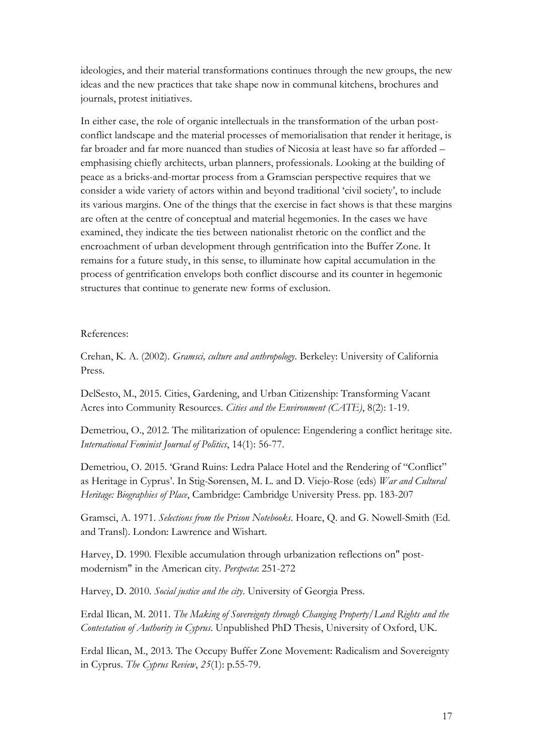ideologies, and their material transformations continues through the new groups, the new ideas and the new practices that take shape now in communal kitchens, brochures and journals, protest initiatives.

In either case, the role of organic intellectuals in the transformation of the urban post-conflict landscape and the material processes of memorialisation that render it heritage, is far broader and far more nuanced than studies of Nicosia at least have so far afforded – emphasising chiefly architects, urban planners, professionals. Looking at the building of peace as a bricks-and-mortar process from a Gramscian perspective requires that we consider a wide variety of actors within and beyond traditional 'civil society', to include its various margins. One of the things that the exercise in fact shows is that these margins are often at the centre of conceptual and material hegemonies. In the cases we have examined, they indicate the ties between nationalist rhetoric on the conflict and the encroachment of urban development through gentrification into the Buffer Zone. It remains for a future study, in this sense, to illuminate how capital accumulation in the process of gentrification envelops both conflict discourse and its counter in hegemonic structures that continue to generate new forms of exclusion.

References:

Crehan, K. A. (2002). *Gramsci, culture and anthropology*. Berkeley: University of California Press.

DelSesto, M., 2015. Cities, Gardening, and Urban Citizenship: Transforming Vacant Acres into Community Resources. *Cities and the Environment (CATE)*, 8(2): 1-19.

Demetriou, O., 2012. The militarization of opulence: Engendering a conflict heritage site. *International Feminist Journal of Politics*, 14(1): 56-77.

Demetriou, O. 2015. 'Grand Ruins: Ledra Palace Hotel and the Rendering of "Conflict" as Heritage in Cyprus'. In Stig-Sørensen, M. L. and D. Viejo-Rose (eds) *War and Cultural Heritage: Biographies of Place*, Cambridge: Cambridge University Press. pp. 183-207

Gramsci, A. 1971. *Selections from the Prison Notebooks*. Hoare, Q. and G. Nowell-Smith (Ed. and Transl). London: Lawrence and Wishart.

Harvey, D. 1990. Flexible accumulation through urbanization reflections on" post-modernism" in the American city. *Perspecta*: 251-272

Harvey, D. 2010. *Social justice and the city*. University of Georgia Press.

Erdal Ilican, M. 2011. *The Making of Sovereignty through Changing Property/Land Rights and the Contestation of Authority in Cyprus*. Unpublished PhD Thesis, University of Oxford, UK.

Erdal Ilican, M., 2013. The Occupy Buffer Zone Movement: Radicalism and Sovereignty in Cyprus. *The Cyprus Review*, *25*(1): p.55-79.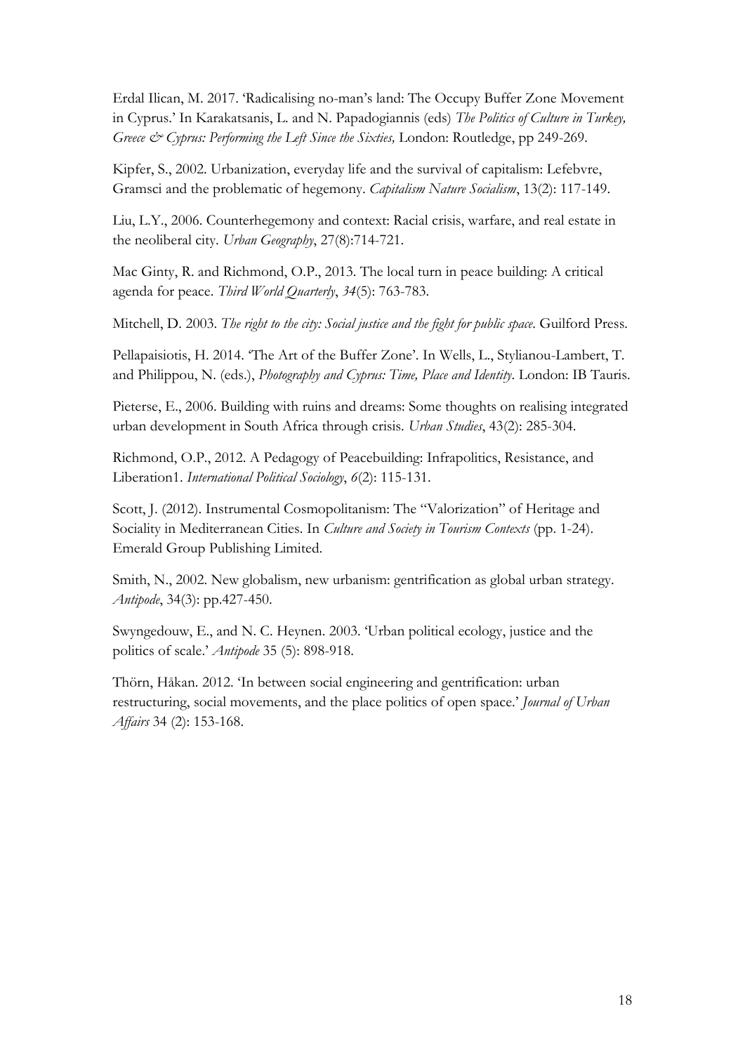Erdal Ilican, M. 2017. 'Radicalising no-man's land: The Occupy Buffer Zone Movement in Cyprus.' In Karakatsanis, L. and N. Papadogiannis (eds) *The Politics of Culture in Turkey, Greece & Cyprus: Performing the Left Since the Sixties,* London: Routledge, pp 249-269.

Kipfer, S., 2002. Urbanization, everyday life and the survival of capitalism: Lefebvre, Gramsci and the problematic of hegemony. *Capitalism Nature Socialism*, 13(2): 117-149.

Liu, L.Y., 2006. Counterhegemony and context: Racial crisis, warfare, and real estate in the neoliberal city. *Urban Geography*, 27(8):714-721.

Mac Ginty, R. and Richmond, O.P., 2013. The local turn in peace building: A critical agenda for peace. *Third World Quarterly*, *34*(5): 763-783.

Mitchell, D. 2003. *The right to the city: Social justice and the fight for public space.* Guilford Press.

Pellapaisiotis, H. 2014. 'The Art of the Buffer Zone'. In Wells, L., Stylianou-Lambert, T. and Philippou, N. (eds.), *Photography and Cyprus: Time, Place and Identity*. London: IB Tauris.

Pieterse, E., 2006. Building with ruins and dreams: Some thoughts on realising integrated urban development in South Africa through crisis. *Urban Studies*, 43(2): 285-304.

Richmond, O.P., 2012. A Pedagogy of Peacebuilding: Infrapolitics, Resistance, and Liberation1. *International Political Sociology*, *6*(2): 115-131.

Scott, J. (2012). Instrumental Cosmopolitanism: The "Valorization" of Heritage and Sociality in Mediterranean Cities. In *Culture and Society in Tourism Contexts* (pp. 1-24). Emerald Group Publishing Limited.

Smith, N., 2002. New globalism, new urbanism: gentrification as global urban strategy. *Antipode*, 34(3): pp.427-450.

Swyngedouw, E., and N. C. Heynen. 2003. 'Urban political ecology, justice and the politics of scale.' *Antipode* 35 (5): 898-918.

Thörn, Håkan. 2012. 'In between social engineering and gentrification: urban restructuring, social movements, and the place politics of open space.' *Journal of Urban Affairs* 34 (2): 153-168.